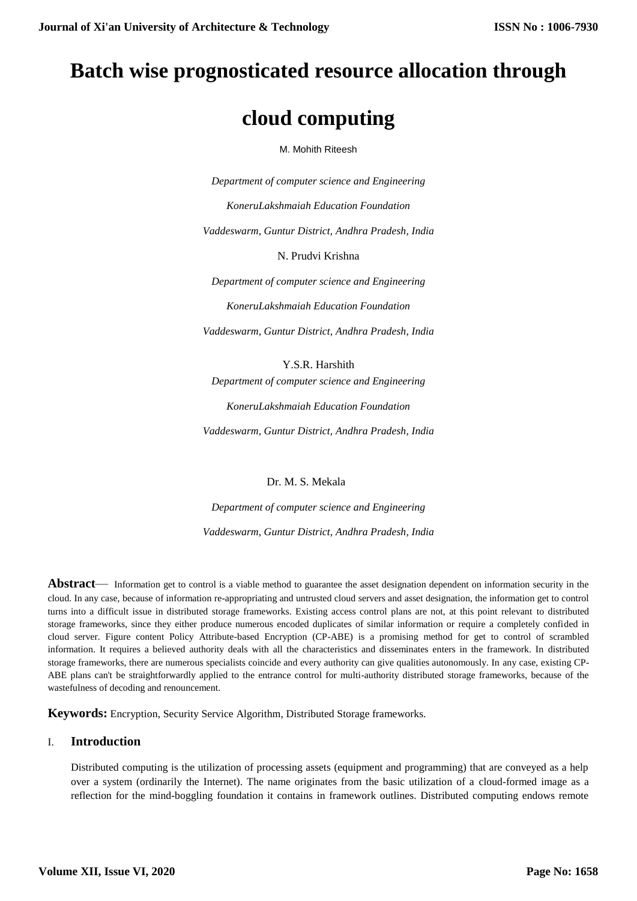# Batch wise prognosticated resource allocation through cloud computing

M. Mohith Riteesh

*Department of computer science and Engineering*

*KoneruLakshmaiah Education Foundation*

*Vaddeswarm, Guntur District, Andhra Pradesh, India*

N. Prudvi Krishna

*Department of computer science and Engineering*

*KoneruLakshmaiah Education Foundation*

*Vaddeswarm, Guntur District, Andhra Pradesh, India*

Y.S.R. Harshith

*Department of computer science and Engineering*

*KoneruLakshmaiah Education Foundation*

*Vaddeswarm, Guntur District, Andhra Pradesh, India*

Dr. M. S. Mekala

*Department of computer science and Engineering*

*Vaddeswarm, Guntur District, Andhra Pradesh, India*

**Abstract**— Information get to control is a viable method to guarantee the asset designation dependent on information security in the cloud. In any case, because of information re-appropriating and untrusted cloud servers and asset designation, the information get to control turns into a difficult issue in distributed storage frameworks. Existing access control plans are not, at this point relevant to distributed storage frameworks, since they either produce numerous encoded duplicates of similar information or require a completely confided in cloud server. Figure content Policy Attribute-based Encryption (CP-ABE) is a promising method for get to control of scrambled information. It requires a believed authority deals with all the characteristics and disseminates enters in the framework. In distributed storage frameworks, there are numerous specialists coincide and every authority can give qualities autonomously. In any case, existing CP-ABE plans can't be straightforwardly applied to the entrance control for multi-authority distributed storage frameworks, because of the wastefulness of decoding and renouncement.

**Keywords:** Encryption, Security Service Algorithm, Distributed Storage frameworks.

## I. Introduction

Distributed computing is the utilization of processing assets (equipment and programming) that are conveyed as a help over a system (ordinarily the Internet). The name originates from the basic utilization of a cloud-formed image as a reflection for the mind-boggling foundation it contains in framework outlines. Distributed computing endows remote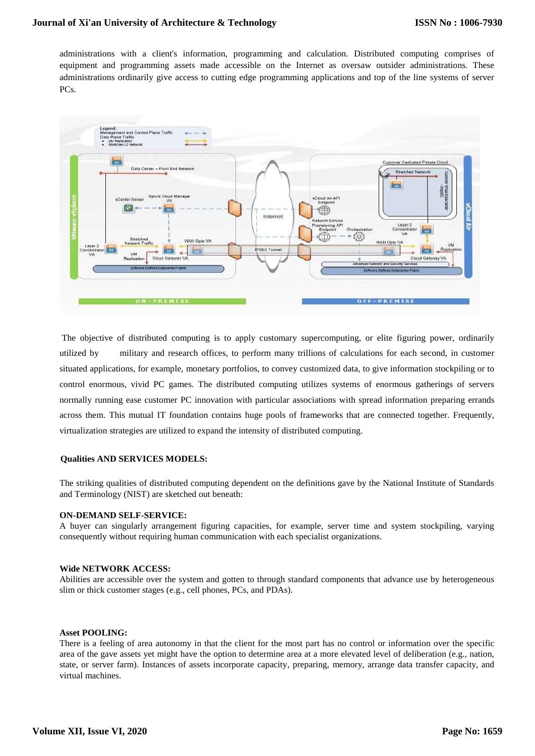administrations with a client's information, programming and calculation. Distributed computing comprises of equipment and programming assets made accessible on the Internet as oversaw outsider administrations. These administrations ordinarily give access to cutting edge programming applications and top of the line systems of server PCs.

The objective of distributed computing is to apply customary supercomputing, or elite figuring power, ordinarily utilized by military and research offices, to perform many trillions of calculations for each second, in customer situated applications, for example, monetary portfolios, to convey customized data, to give information stockpiling or to control enormous, vivid PC games. The distributed computing utilizes systems of enormous gatherings of servers normally running ease customer PC innovation with particular associations with spread information preparing errands across them. This mutual IT foundation contains huge pools of frameworks that are connected together. Frequently, virtualization strategies are utilized to expand the intensity of distributed computing.

**Qualities AND SERVICES MODELS:**

The striking qualities of distributed computing dependent on the definitions gave by the National Institute of Standards and Terminology (NIST) are sketched out beneath:

**ON-DEMAND SELF-SERVICE:**
A buyer can singularly arrangement figuring capacities, for example, server time and system stockpiling, varying consequently without requiring human communication with each specialist organizations.

**Wide NETWORK ACCESS:**
Abilities are accessible over the system and gotten to through standard components that advance use by heterogeneous slim or thick customer stages (e.g., cell phones, PCs, and PDAs).

**Asset POOLING:**
There is a feeling of area autonomy in that the client for the most part has no control or information over the specific area of the gave assets yet might have the option to determine area at a more elevated level of deliberation (e.g., nation, state, or server farm). Instances of assets incorporate capacity, preparing, memory, arrange data transfer capacity, and virtual machines.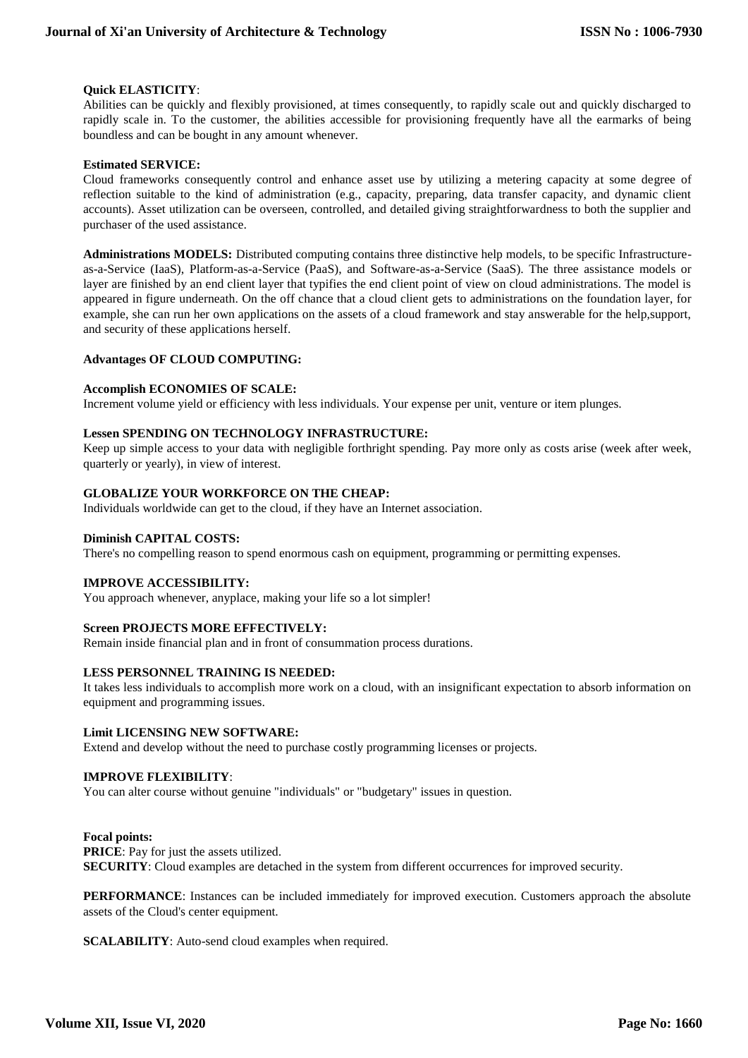**Quick ELASTICITY**:
Abilities can be quickly and flexibly provisioned, at times consequently, to rapidly scale out and quickly discharged to rapidly scale in. To the customer, the abilities accessible for provisioning frequently have all the earmarks of being boundless and can be bought in any amount whenever.

**Estimated SERVICE:**
Cloud frameworks consequently control and enhance asset use by utilizing a metering capacity at some degree of reflection suitable to the kind of administration (e.g., capacity, preparing, data transfer capacity, and dynamic client accounts). Asset utilization can be overseen, controlled, and detailed giving straightforwardness to both the supplier and purchaser of the used assistance.

**Administrations MODELS:** Distributed computing contains three distinctive help models, to be specific Infrastructure-as-a-Service (IaaS), Platform-as-a-Service (PaaS), and Software-as-a-Service (SaaS). The three assistance models or layer are finished by an end client layer that typifies the end client point of view on cloud administrations. The model is appeared in figure underneath. On the off chance that a cloud client gets to administrations on the foundation layer, for example, she can run her own applications on the assets of a cloud framework and stay answerable for the help,support, and security of these applications herself.

**Advantages OF CLOUD COMPUTING:**

**Accomplish ECONOMIES OF SCALE:**
Increment volume yield or efficiency with less individuals. Your expense per unit, venture or item plunges.

**Lessen SPENDING ON TECHNOLOGY INFRASTRUCTURE:**
Keep up simple access to your data with negligible forthright spending. Pay more only as costs arise (week after week, quarterly or yearly), in view of interest.

**GLOBALIZE YOUR WORKFORCE ON THE CHEAP:**
Individuals worldwide can get to the cloud, if they have an Internet association.

**Diminish CAPITAL COSTS:**
There's no compelling reason to spend enormous cash on equipment, programming or permitting expenses.

**IMPROVE ACCESSIBILITY:**
You approach whenever, anyplace, making your life so a lot simpler!

**Screen PROJECTS MORE EFFECTIVELY:**
Remain inside financial plan and in front of consummation process durations.

**LESS PERSONNEL TRAINING IS NEEDED:**
It takes less individuals to accomplish more work on a cloud, with an insignificant expectation to absorb information on equipment and programming issues.

**Limit LICENSING NEW SOFTWARE:**
Extend and develop without the need to purchase costly programming licenses or projects.

**IMPROVE FLEXIBILITY**:
You can alter course without genuine "individuals" or "budgetary" issues in question.

**Focal points:**
**PRICE**: Pay for just the assets utilized.
**SECURITY**: Cloud examples are detached in the system from different occurrences for improved security.

**PERFORMANCE**: Instances can be included immediately for improved execution. Customers approach the absolute assets of the Cloud's center equipment.

**SCALABILITY**: Auto-send cloud examples when required.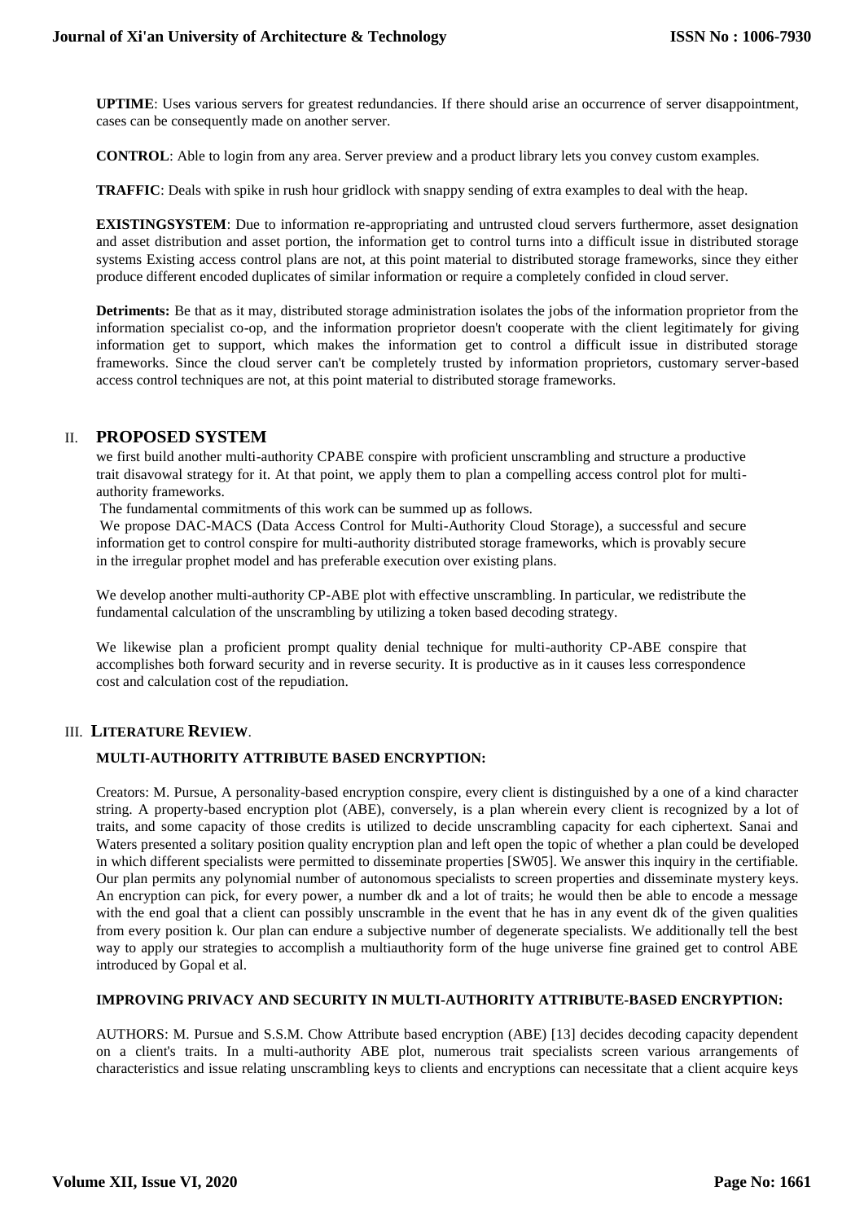**UPTIME**: Uses various servers for greatest redundancies. If there should arise an occurrence of server disappointment, cases can be consequently made on another server.

**CONTROL**: Able to login from any area. Server preview and a product library lets you convey custom examples.

**TRAFFIC**: Deals with spike in rush hour gridlock with snappy sending of extra examples to deal with the heap.

**EXISTINGSYSTEM**: Due to information re-appropriating and untrusted cloud servers furthermore, asset designation and asset distribution and asset portion, the information get to control turns into a difficult issue in distributed storage systems Existing access control plans are not, at this point material to distributed storage frameworks, since they either produce different encoded duplicates of similar information or require a completely confided in cloud server.

**Detriments:** Be that as it may, distributed storage administration isolates the jobs of the information proprietor from the information specialist co-op, and the information proprietor doesn't cooperate with the client legitimately for giving information get to support, which makes the information get to control a difficult issue in distributed storage frameworks. Since the cloud server can't be completely trusted by information proprietors, customary server-based access control techniques are not, at this point material to distributed storage frameworks.

## II. PROPOSED SYSTEM

we first build another multi-authority CPABE conspire with proficient unscrambling and structure a productive trait disavowal strategy for it. At that point, we apply them to plan a compelling access control plot for multi-authority frameworks.

The fundamental commitments of this work can be summed up as follows.

We propose DAC-MACS (Data Access Control for Multi-Authority Cloud Storage), a successful and secure information get to control conspire for multi-authority distributed storage frameworks, which is provably secure in the irregular prophet model and has preferable execution over existing plans.

We develop another multi-authority CP-ABE plot with effective unscrambling. In particular, we redistribute the fundamental calculation of the unscrambling by utilizing a token based decoding strategy.

We likewise plan a proficient prompt quality denial technique for multi-authority CP-ABE conspire that accomplishes both forward security and in reverse security. It is productive as in it causes less correspondence cost and calculation cost of the repudiation.

## III. LITERATURE REVIEW.

### MULTI-AUTHORITY ATTRIBUTE BASED ENCRYPTION:

Creators: M. Pursue, A personality-based encryption conspire, every client is distinguished by a one of a kind character string. A property-based encryption plot (ABE), conversely, is a plan wherein every client is recognized by a lot of traits, and some capacity of those credits is utilized to decide unscrambling capacity for each ciphertext. Sanai and Waters presented a solitary position quality encryption plan and left open the topic of whether a plan could be developed in which different specialists were permitted to disseminate properties [SW05]. We answer this inquiry in the certifiable. Our plan permits any polynomial number of autonomous specialists to screen properties and disseminate mystery keys. An encryption can pick, for every power, a number dk and a lot of traits; he would then be able to encode a message with the end goal that a client can possibly unscramble in the event that he has in any event dk of the given qualities from every position k. Our plan can endure a subjective number of degenerate specialists. We additionally tell the best way to apply our strategies to accomplish a multiauthority form of the huge universe fine grained get to control ABE introduced by Gopal et al.

### IMPROVING PRIVACY AND SECURITY IN MULTI-AUTHORITY ATTRIBUTE-BASED ENCRYPTION:

AUTHORS: M. Pursue and S.S.M. Chow Attribute based encryption (ABE) [13] decides decoding capacity dependent on a client's traits. In a multi-authority ABE plot, numerous trait specialists screen various arrangements of characteristics and issue relating unscrambling keys to clients and encryptions can necessitate that a client acquire keys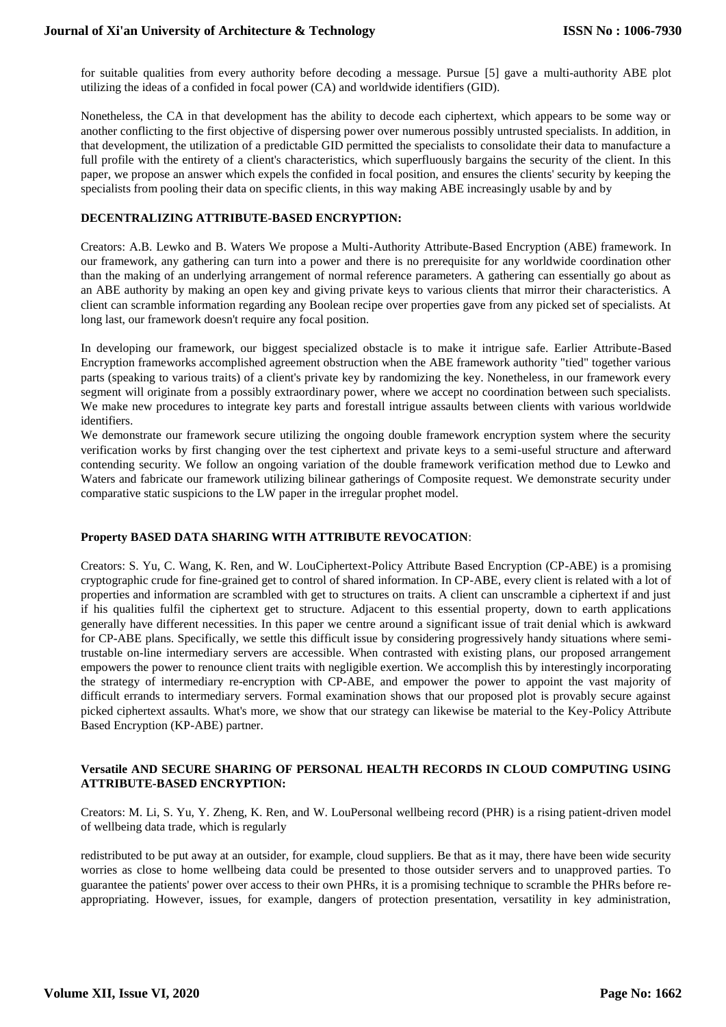for suitable qualities from every authority before decoding a message. Pursue [5] gave a multi-authority ABE plot utilizing the ideas of a confided in focal power (CA) and worldwide identifiers (GID).

Nonetheless, the CA in that development has the ability to decode each ciphertext, which appears to be some way or another conflicting to the first objective of dispersing power over numerous possibly untrusted specialists. In addition, in that development, the utilization of a predictable GID permitted the specialists to consolidate their data to manufacture a full profile with the entirety of a client's characteristics, which superfluously bargains the security of the client. In this paper, we propose an answer which expels the confided in focal position, and ensures the clients' security by keeping the specialists from pooling their data on specific clients, in this way making ABE increasingly usable by and by

**DECENTRALIZING ATTRIBUTE-BASED ENCRYPTION:**

Creators: A.B. Lewko and B. Waters We propose a Multi-Authority Attribute-Based Encryption (ABE) framework. In our framework, any gathering can turn into a power and there is no prerequisite for any worldwide coordination other than the making of an underlying arrangement of normal reference parameters. A gathering can essentially go about as an ABE authority by making an open key and giving private keys to various clients that mirror their characteristics. A client can scramble information regarding any Boolean recipe over properties gave from any picked set of specialists. At long last, our framework doesn't require any focal position.

In developing our framework, our biggest specialized obstacle is to make it intrigue safe. Earlier Attribute-Based Encryption frameworks accomplished agreement obstruction when the ABE framework authority "tied" together various parts (speaking to various traits) of a client's private key by randomizing the key. Nonetheless, in our framework every segment will originate from a possibly extraordinary power, where we accept no coordination between such specialists. We make new procedures to integrate key parts and forestall intrigue assaults between clients with various worldwide identifiers.

We demonstrate our framework secure utilizing the ongoing double framework encryption system where the security verification works by first changing over the test ciphertext and private keys to a semi-useful structure and afterward contending security. We follow an ongoing variation of the double framework verification method due to Lewko and Waters and fabricate our framework utilizing bilinear gatherings of Composite request. We demonstrate security under comparative static suspicions to the LW paper in the irregular prophet model.

**Property BASED DATA SHARING WITH ATTRIBUTE REVOCATION**:

Creators: S. Yu, C. Wang, K. Ren, and W. LouCiphertext-Policy Attribute Based Encryption (CP-ABE) is a promising cryptographic crude for fine-grained get to control of shared information. In CP-ABE, every client is related with a lot of properties and information are scrambled with get to structures on traits. A client can unscramble a ciphertext if and just if his qualities fulfil the ciphertext get to structure. Adjacent to this essential property, down to earth applications generally have different necessities. In this paper we centre around a significant issue of trait denial which is awkward for CP-ABE plans. Specifically, we settle this difficult issue by considering progressively handy situations where semi-trustable on-line intermediary servers are accessible. When contrasted with existing plans, our proposed arrangement empowers the power to renounce client traits with negligible exertion. We accomplish this by interestingly incorporating the strategy of intermediary re-encryption with CP-ABE, and empower the power to appoint the vast majority of difficult errands to intermediary servers. Formal examination shows that our proposed plot is provably secure against picked ciphertext assaults. What's more, we show that our strategy can likewise be material to the Key-Policy Attribute Based Encryption (KP-ABE) partner.

**Versatile AND SECURE SHARING OF PERSONAL HEALTH RECORDS IN CLOUD COMPUTING USING ATTRIBUTE-BASED ENCRYPTION:**

Creators: M. Li, S. Yu, Y. Zheng, K. Ren, and W. LouPersonal wellbeing record (PHR) is a rising patient-driven model of wellbeing data trade, which is regularly

redistributed to be put away at an outsider, for example, cloud suppliers. Be that as it may, there have been wide security worries as close to home wellbeing data could be presented to those outsider servers and to unapproved parties. To guarantee the patients' power over access to their own PHRs, it is a promising technique to scramble the PHRs before re-appropriating. However, issues, for example, dangers of protection presentation, versatility in key administration,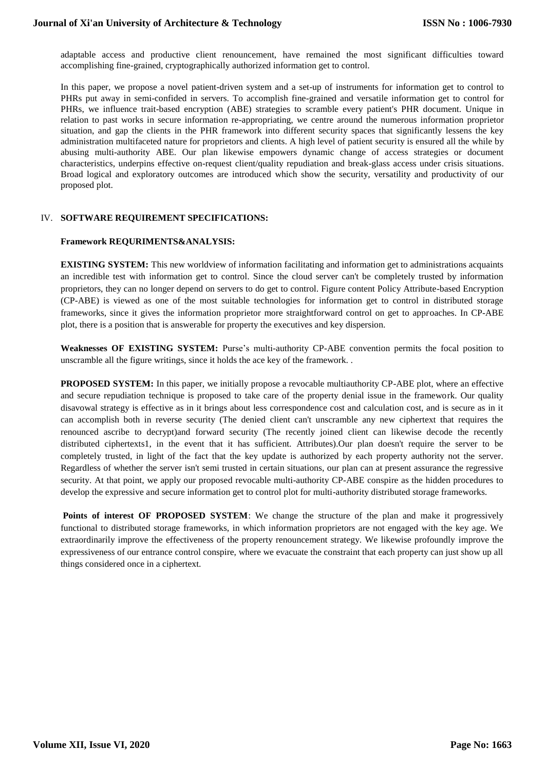adaptable access and productive client renouncement, have remained the most significant difficulties toward accomplishing fine-grained, cryptographically authorized information get to control.

In this paper, we propose a novel patient-driven system and a set-up of instruments for information get to control to PHRs put away in semi-confided in servers. To accomplish fine-grained and versatile information get to control for PHRs, we influence trait-based encryption (ABE) strategies to scramble every patient's PHR document. Unique in relation to past works in secure information re-appropriating, we centre around the numerous information proprietor situation, and gap the clients in the PHR framework into different security spaces that significantly lessens the key administration multifaceted nature for proprietors and clients. A high level of patient security is ensured all the while by abusing multi-authority ABE. Our plan likewise empowers dynamic change of access strategies or document characteristics, underpins effective on-request client/quality repudiation and break-glass access under crisis situations. Broad logical and exploratory outcomes are introduced which show the security, versatility and productivity of our proposed plot.

## IV. SOFTWARE REQUIREMENT SPECIFICATIONS:

### Framework REQURIMENTS&ANALYSIS:

**EXISTING SYSTEM:** This new worldview of information facilitating and information get to administrations acquaints an incredible test with information get to control. Since the cloud server can't be completely trusted by information proprietors, they can no longer depend on servers to do get to control. Figure content Policy Attribute-based Encryption (CP-ABE) is viewed as one of the most suitable technologies for information get to control in distributed storage frameworks, since it gives the information proprietor more straightforward control on get to approaches. In CP-ABE plot, there is a position that is answerable for property the executives and key dispersion.

**Weaknesses OF EXISTING SYSTEM:** Purse's multi-authority CP-ABE convention permits the focal position to unscramble all the figure writings, since it holds the ace key of the framework. .

**PROPOSED SYSTEM:** In this paper, we initially propose a revocable multiauthority CP-ABE plot, where an effective and secure repudiation technique is proposed to take care of the property denial issue in the framework. Our quality disavowal strategy is effective as in it brings about less correspondence cost and calculation cost, and is secure as in it can accomplish both in reverse security (The denied client can't unscramble any new ciphertext that requires the renounced ascribe to decrypt)and forward security (The recently joined client can likewise decode the recently distributed ciphertexts1, in the event that it has sufficient. Attributes).Our plan doesn't require the server to be completely trusted, in light of the fact that the key update is authorized by each property authority not the server. Regardless of whether the server isn't semi trusted in certain situations, our plan can at present assurance the regressive security. At that point, we apply our proposed revocable multi-authority CP-ABE conspire as the hidden procedures to develop the expressive and secure information get to control plot for multi-authority distributed storage frameworks.

**Points of interest OF PROPOSED SYSTEM**: We change the structure of the plan and make it progressively functional to distributed storage frameworks, in which information proprietors are not engaged with the key age. We extraordinarily improve the effectiveness of the property renouncement strategy. We likewise profoundly improve the expressiveness of our entrance control conspire, where we evacuate the constraint that each property can just show up all things considered once in a ciphertext.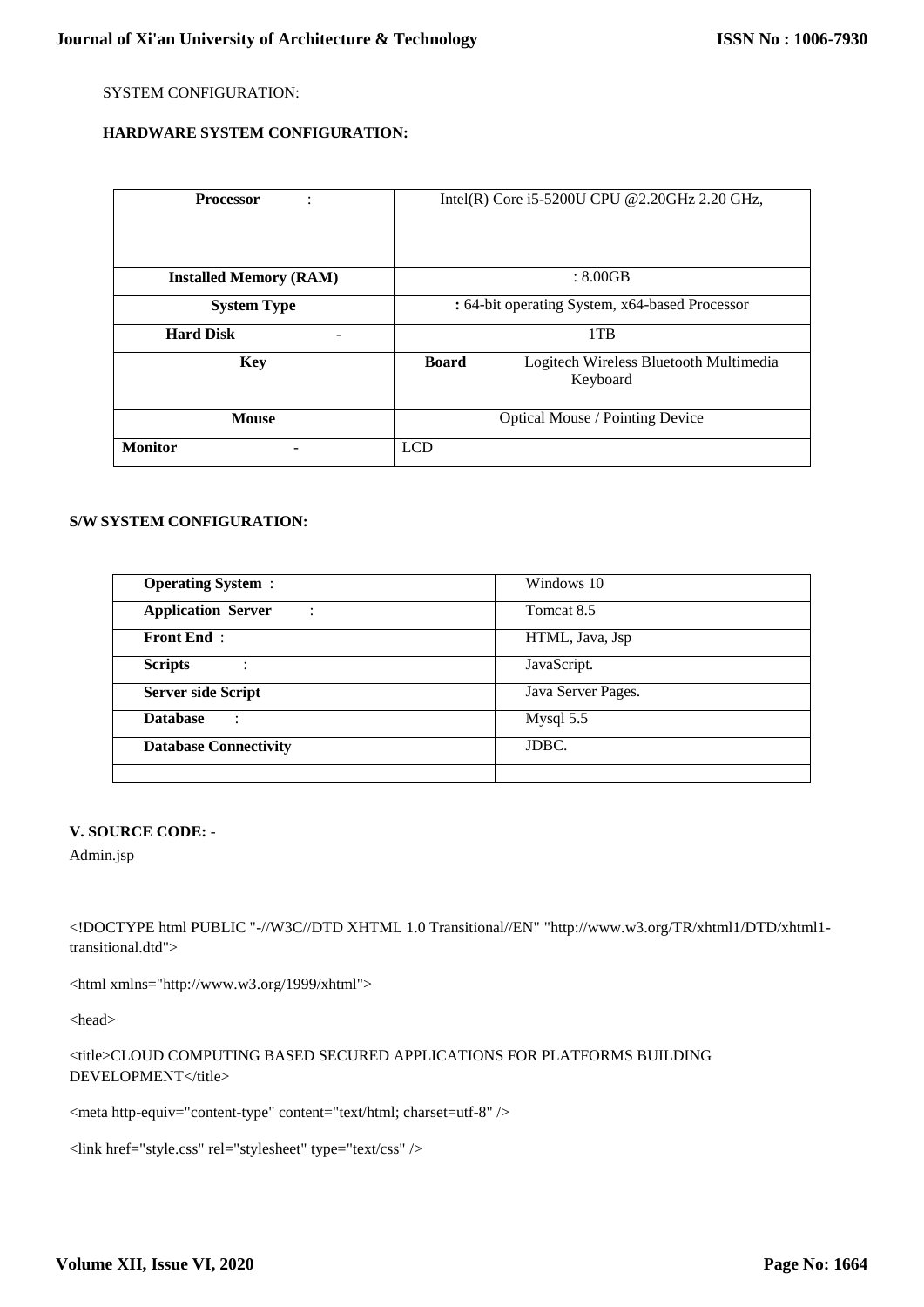SYSTEM CONFIGURATION:

**HARDWARE SYSTEM CONFIGURATION:**

| **Processor** : | Intel(R) Core i5-5200U CPU @2.20GHz 2.20 GHz, |
|---|---|
| **Installed Memory (RAM)** | : 8.00GB |
| **System Type** | **:** 64-bit operating System, x64-based Processor |
| **Hard Disk** - | 1TB |
| **Key** | **Board** Logitech Wireless Bluetooth Multimedia Keyboard |
| **Mouse** | Optical Mouse / Pointing Device |
| **Monitor** - | LCD |

**S/W SYSTEM CONFIGURATION:**

| **Operating System** : | Windows 10 |
|---|---|
| **Application Server** : | Tomcat 8.5 |
| **Front End** : | HTML, Java, Jsp |
| **Scripts** : | JavaScript. |
| **Server side Script** | Java Server Pages. |
| **Database** : | Mysql 5.5 |
| **Database Connectivity** | JDBC. |
| | |

**V. SOURCE CODE: -**

Admin.jsp

```
<!DOCTYPE html PUBLIC "-//W3C//DTD XHTML 1.0 Transitional//EN" "http://www.w3.org/TR/xhtml1/DTD/xhtml1-transitional.dtd">

<html xmlns="http://www.w3.org/1999/xhtml">

<head>

<title>CLOUD COMPUTING BASED SECURED APPLICATIONS FOR PLATFORMS BUILDING DEVELOPMENT</title>

<meta http-equiv="content-type" content="text/html; charset=utf-8" />

<link href="style.css" rel="stylesheet" type="text/css" />
```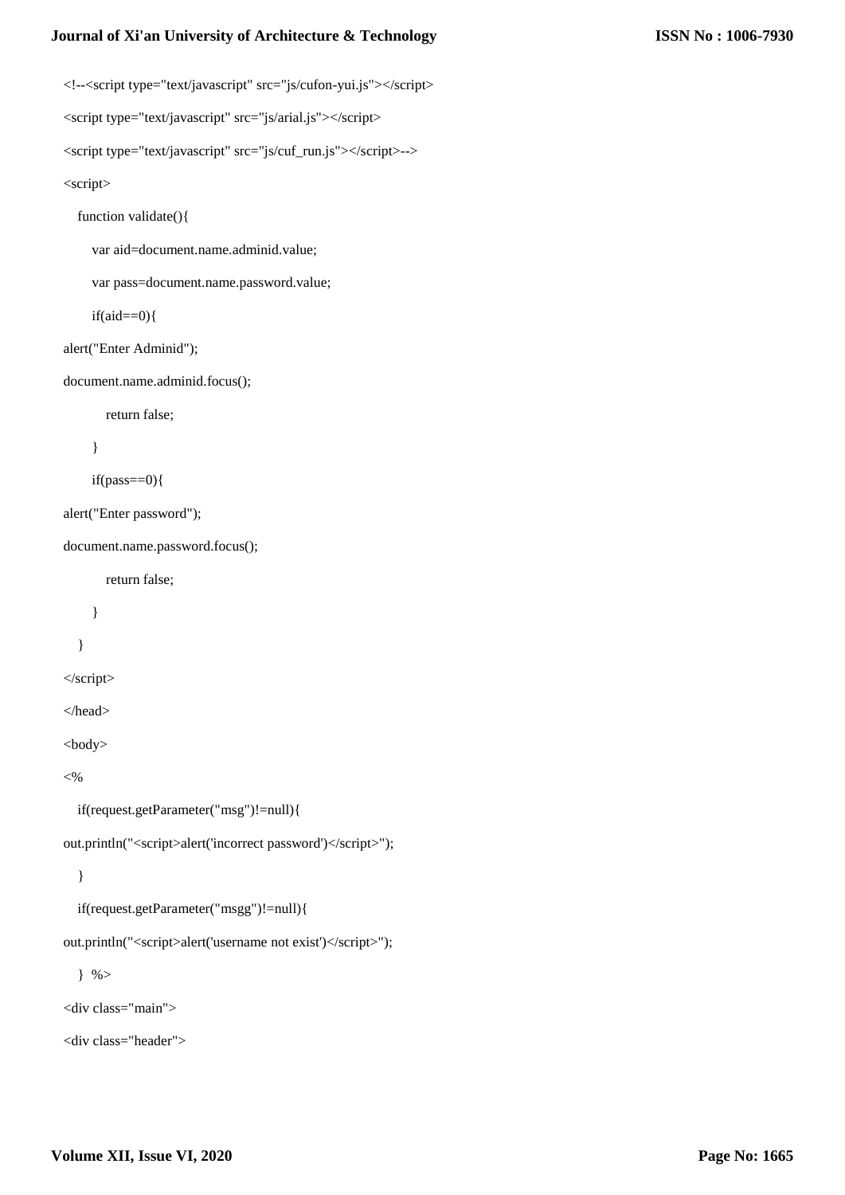```
<!--<script type="text/javascript" src="js/cufon-yui.js"></script>
<script type="text/javascript" src="js/arial.js"></script>
<script type="text/javascript" src="js/cuf_run.js"></script>-->
<script>
   function validate(){
      var aid=document.name.adminid.value;
      var pass=document.name.password.value;
      if(aid==0){
alert("Enter Adminid");
document.name.adminid.focus();
         return false;
      }
      if(pass==0){
alert("Enter password");
document.name.password.focus();
         return false;
      }
   }
</script>
</head>
<body>
<%
   if(request.getParameter("msg")!=null){
out.println("<script>alert('incorrect password')</script>");
   }
   if(request.getParameter("msgg")!=null){
out.println("<script>alert('username not exist')</script>");
   } %>
<div class="main">
<div class="header">
```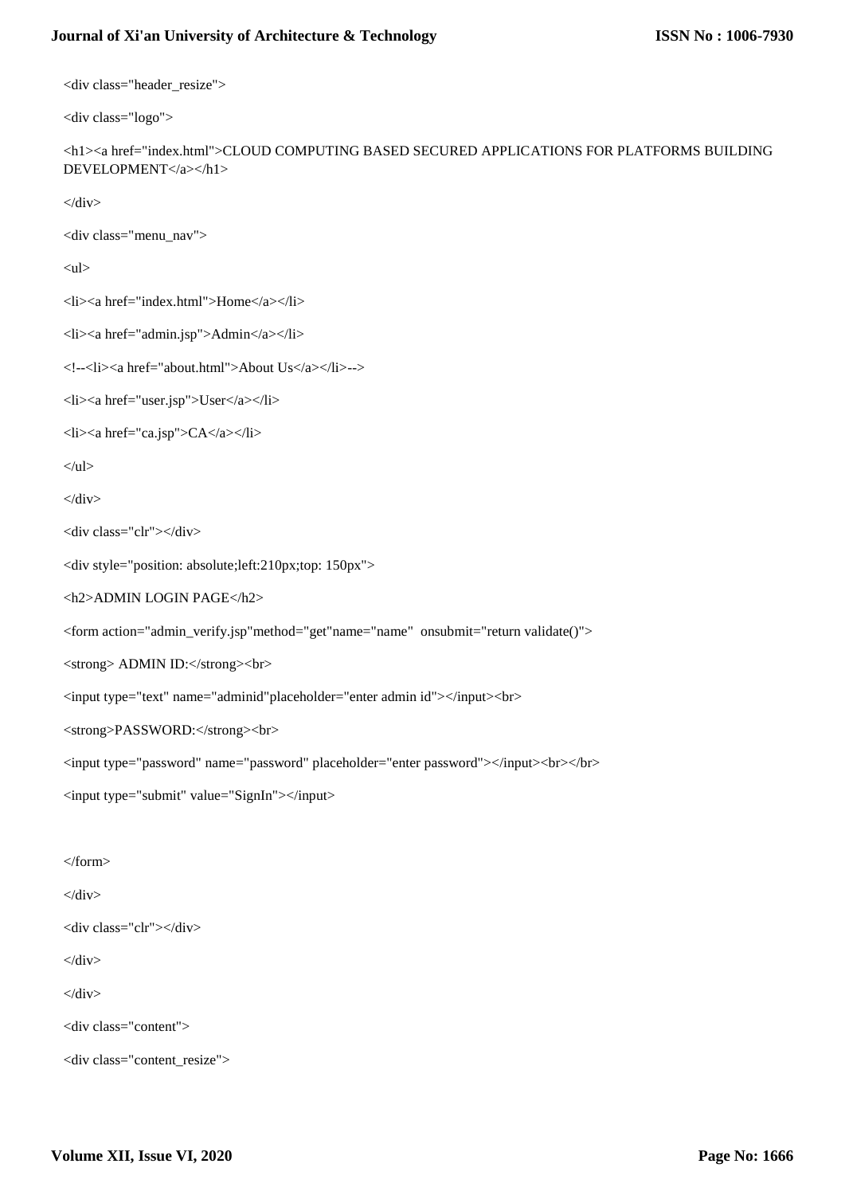```
<div class="header_resize">

<div class="logo">

<h1><a href="index.html">CLOUD COMPUTING BASED SECURED APPLICATIONS FOR PLATFORMS BUILDING DEVELOPMENT</a></h1>

</div>

<div class="menu_nav">

<ul>

<li><a href="index.html">Home</a></li>

<li><a href="admin.jsp">Admin</a></li>

<!--<li><a href="about.html">About Us</a></li>-->

<li><a href="user.jsp">User</a></li>

<li><a href="ca.jsp">CA</a></li>

</ul>

</div>

<div class="clr"></div>

<div style="position: absolute;left:210px;top: 150px">

<h2>ADMIN LOGIN PAGE</h2>

<form action="admin_verify.jsp"method="get"name="name"  onsubmit="return validate()">

<strong> ADMIN ID:</strong><br>

<input type="text" name="adminid"placeholder="enter admin id"></input><br>

<strong>PASSWORD:</strong><br>

<input type="password" name="password" placeholder="enter password"></input><br></br>

<input type="submit" value="SignIn"></input>


</form>

</div>

<div class="clr"></div>

</div>

</div>

<div class="content">

<div class="content_resize">
```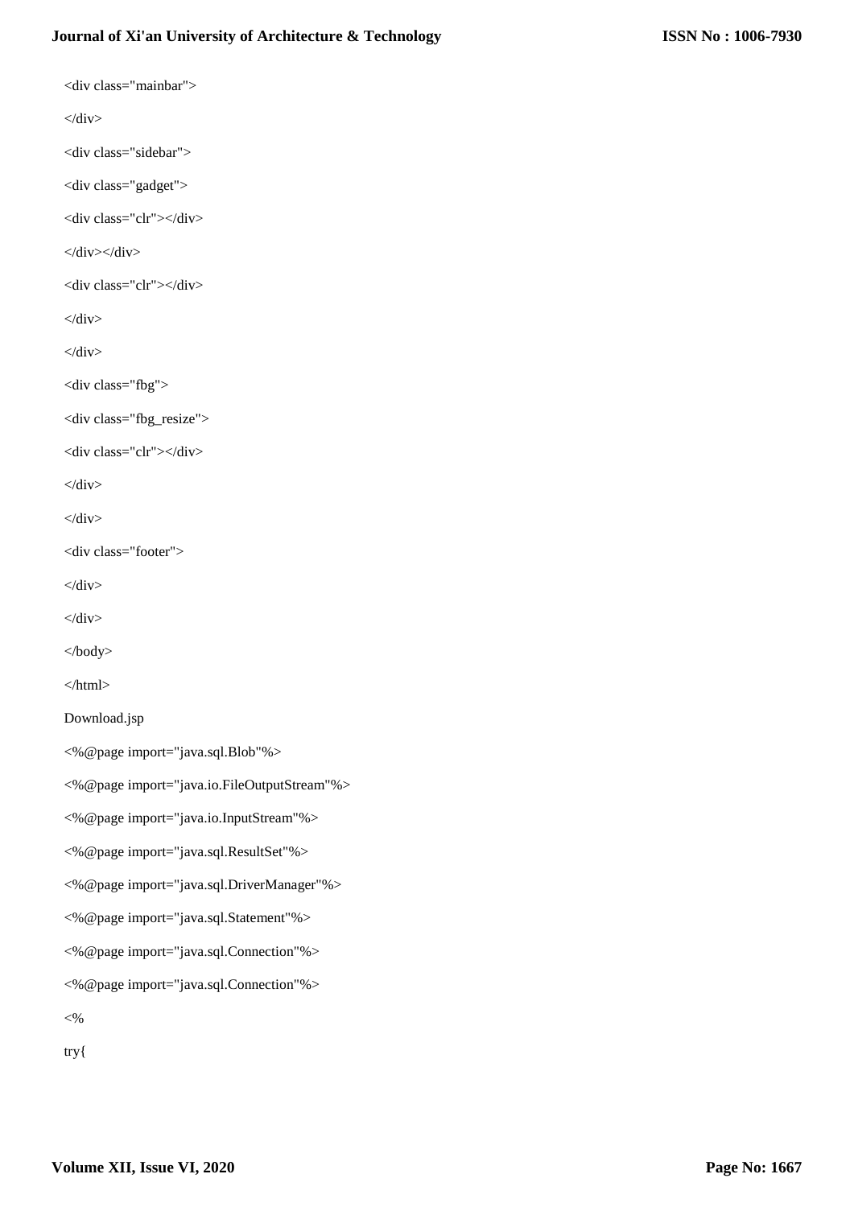```html
<div class="mainbar">
</div>
<div class="sidebar">
<div class="gadget">
<div class="clr"></div>
</div></div>
<div class="clr"></div>
</div>
</div>
<div class="fbg">
<div class="fbg_resize">
<div class="clr"></div>
</div>
</div>
<div class="footer">
</div>
</div>
</body>
</html>
```

Download.jsp

```jsp
<%@page import="java.sql.Blob"%>
<%@page import="java.io.FileOutputStream"%>
<%@page import="java.io.InputStream"%>
<%@page import="java.sql.ResultSet"%>
<%@page import="java.sql.DriverManager"%>
<%@page import="java.sql.Statement"%>
<%@page import="java.sql.Connection"%>
<%@page import="java.sql.Connection"%>
<%
try{
```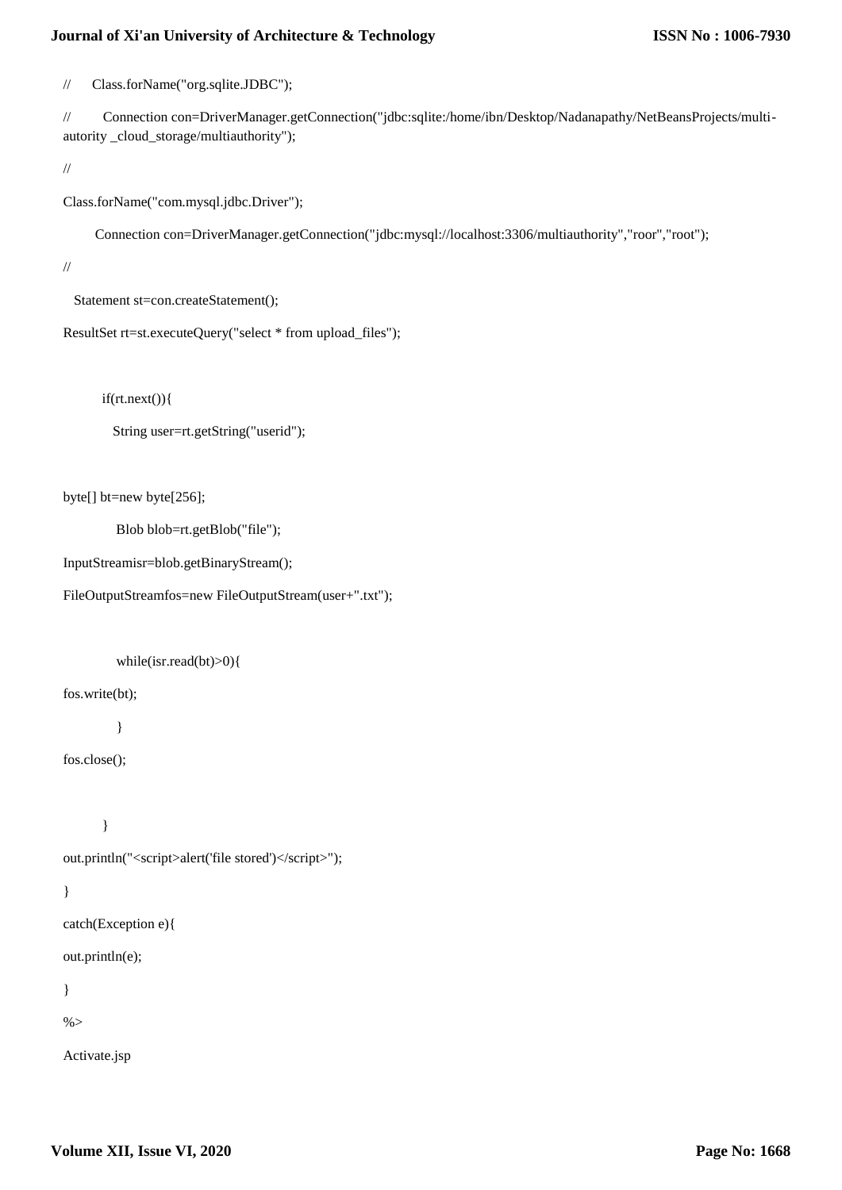```
//      Class.forName("org.sqlite.JDBC");

//        Connection con=DriverManager.getConnection("jdbc:sqlite:/home/ibn/Desktop/Nadanapathy/NetBeansProjects/multi-autority _cloud_storage/multiauthority");

//

Class.forName("com.mysql.jdbc.Driver");

        Connection con=DriverManager.getConnection("jdbc:mysql://localhost:3306/multiauthority","roor","root");

//

    Statement st=con.createStatement();

ResultSet rt=st.executeQuery("select * from upload_files");


          if(rt.next()){

            String user=rt.getString("userid");


byte[] bt=new byte[256];

             Blob blob=rt.getBlob("file");

InputStreamisr=blob.getBinaryStream();

FileOutputStreamfos=new FileOutputStream(user+".txt");


             while(isr.read(bt)>0){

fos.write(bt);

             }

fos.close();


          }

out.println("<script>alert('file stored')</script>");

}

catch(Exception e){

out.println(e);

}

%>
```

Activate.jsp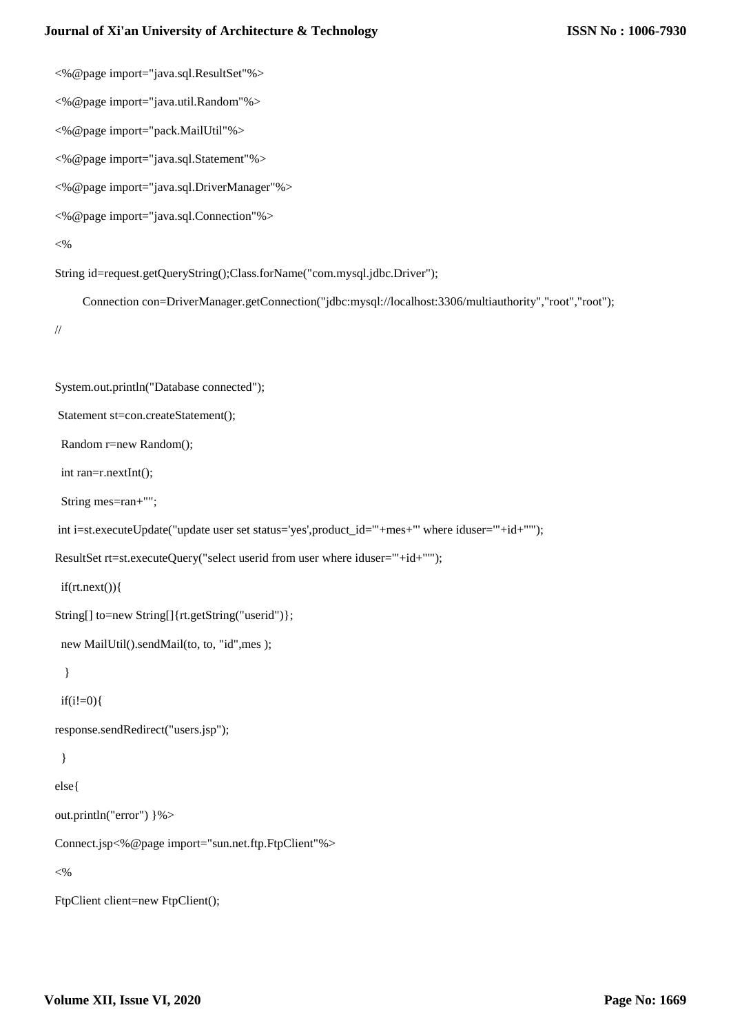```
<%@page import="java.sql.ResultSet"%>
<%@page import="java.util.Random"%>
<%@page import="pack.MailUtil"%>
<%@page import="java.sql.Statement"%>
<%@page import="java.sql.DriverManager"%>
<%@page import="java.sql.Connection"%>
<%
String id=request.getQueryString();Class.forName("com.mysql.jdbc.Driver");
        Connection con=DriverManager.getConnection("jdbc:mysql://localhost:3306/multiauthority","root","root");
//

System.out.println("Database connected");
 Statement st=con.createStatement();
  Random r=new Random();
  int ran=r.nextInt();
  String mes=ran+"";
 int i=st.executeUpdate("update user set status='yes',product_id='"+mes+"' where iduser='"+id+"'");
ResultSet rt=st.executeQuery("select userid from user where iduser='"+id+"'");
  if(rt.next()){
String[] to=new String[]{rt.getString("userid")};
  new MailUtil().sendMail(to, to, "id",mes );
   }
  if(i!=0){
response.sendRedirect("users.jsp");
  }
else{
out.println("error") }%>
Connect.jsp<%@page import="sun.net.ftp.FtpClient"%>
<%
FtpClient client=new FtpClient();
```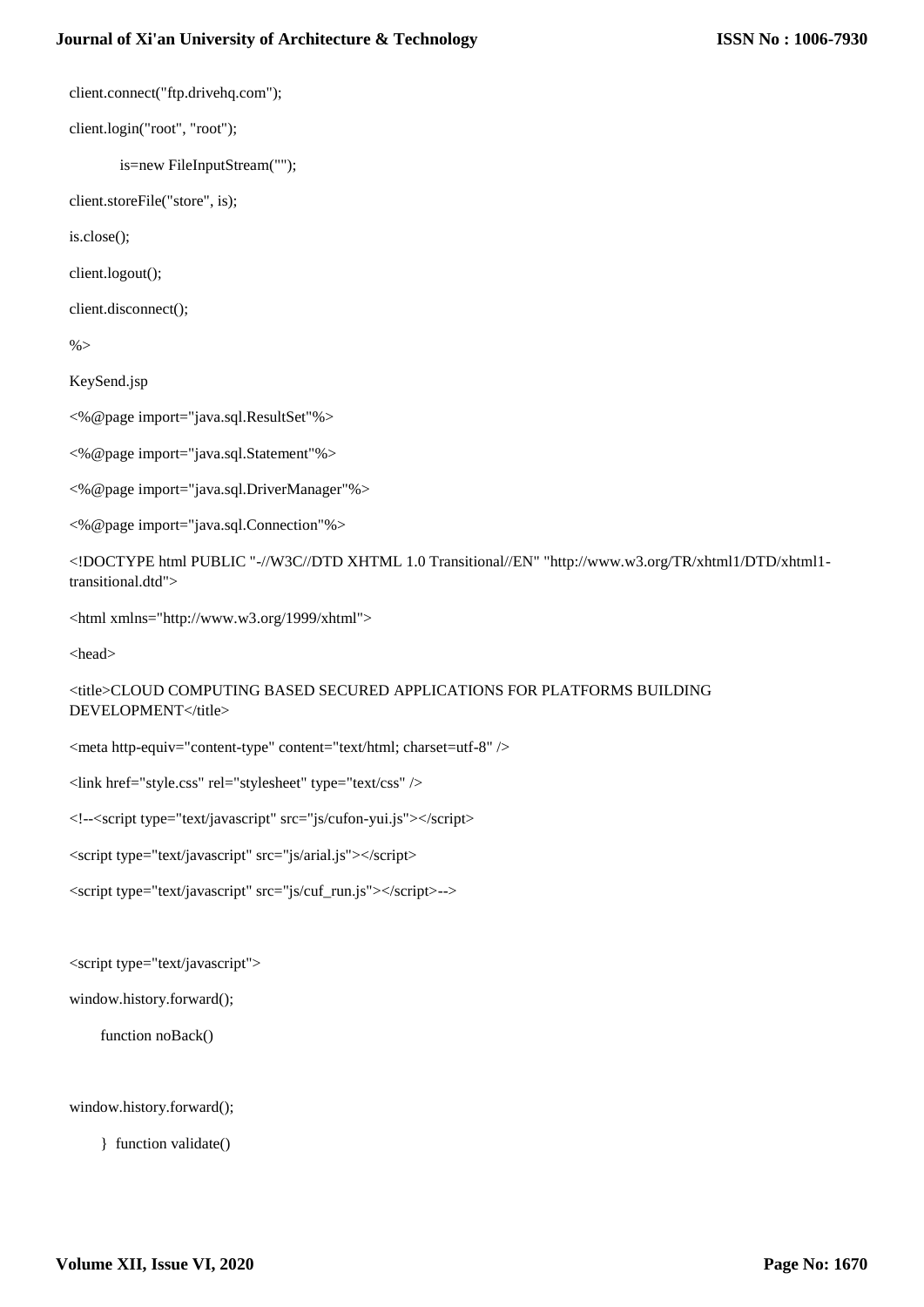```
client.connect("ftp.drivehq.com");

client.login("root", "root");

        is=new FileInputStream("");

client.storeFile("store", is);

is.close();

client.logout();

client.disconnect();

%>
```

KeySend.jsp

```
<%@page import="java.sql.ResultSet"%>

<%@page import="java.sql.Statement"%>

<%@page import="java.sql.DriverManager"%>

<%@page import="java.sql.Connection"%>

<!DOCTYPE html PUBLIC "-//W3C//DTD XHTML 1.0 Transitional//EN" "http://www.w3.org/TR/xhtml1/DTD/xhtml1-transitional.dtd">

<html xmlns="http://www.w3.org/1999/xhtml">

<head>

<title>CLOUD COMPUTING BASED SECURED APPLICATIONS FOR PLATFORMS BUILDING DEVELOPMENT</title>

<meta http-equiv="content-type" content="text/html; charset=utf-8" />

<link href="style.css" rel="stylesheet" type="text/css" />

<!--<script type="text/javascript" src="js/cufon-yui.js"></script>

<script type="text/javascript" src="js/arial.js"></script>

<script type="text/javascript" src="js/cuf_run.js"></script>-->


<script type="text/javascript">

window.history.forward();

    function noBack()


window.history.forward();

    }  function validate()
```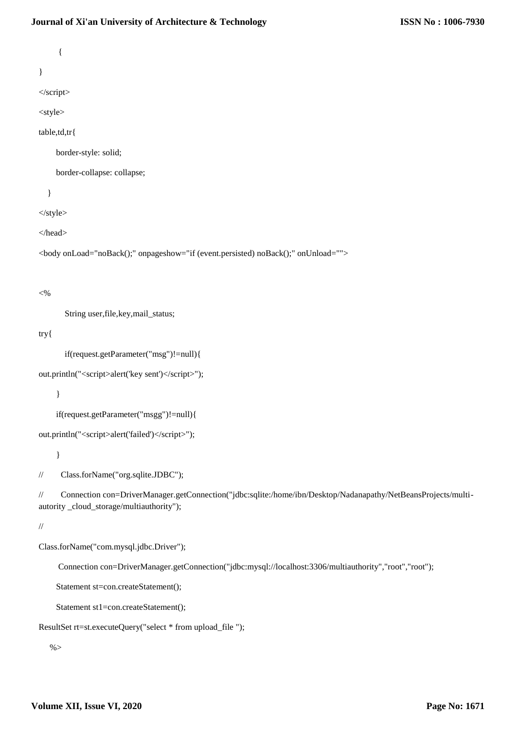```
    {
}
</script>
<style>
table,td,tr{
    border-style: solid;
    border-collapse: collapse;
  }
</style>
</head>
<body onLoad="noBack();" onpageshow="if (event.persisted) noBack();" onUnload="">

<%
        String user,file,key,mail_status;
try{
        if(request.getParameter("msg")!=null){
out.println("<script>alert('key sent')</script>");
    }
    if(request.getParameter("msgg")!=null){
out.println("<script>alert('failed')</script>");
    }
//      Class.forName("org.sqlite.JDBC");
//      Connection con=DriverManager.getConnection("jdbc:sqlite:/home/ibn/Desktop/Nadanapathy/NetBeansProjects/multi-autority _cloud_storage/multiauthority");
//
Class.forName("com.mysql.jdbc.Driver");
      Connection con=DriverManager.getConnection("jdbc:mysql://localhost:3306/multiauthority","root","root");
    Statement st=con.createStatement();
    Statement st1=con.createStatement();
ResultSet rt=st.executeQuery("select * from upload_file ");
  %>
```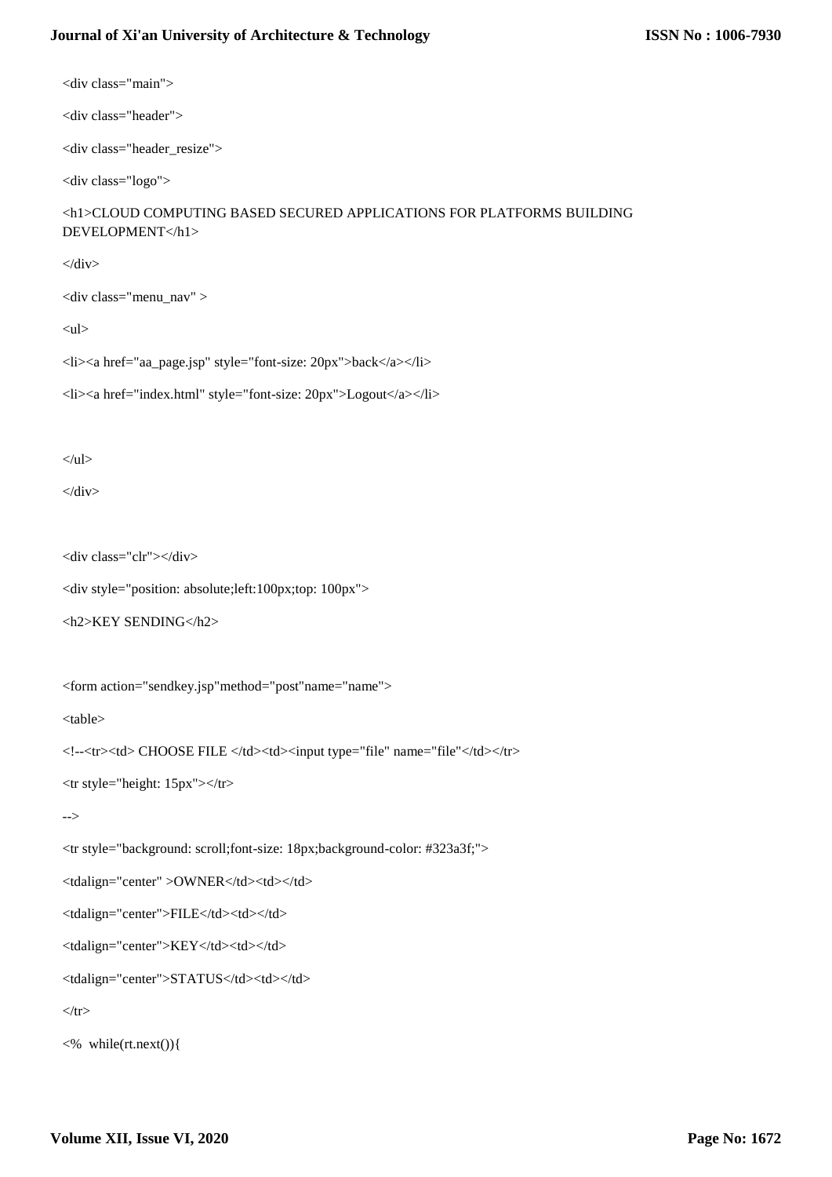```
<div class="main">

<div class="header">

<div class="header_resize">

<div class="logo">

<h1>CLOUD COMPUTING BASED SECURED APPLICATIONS FOR PLATFORMS BUILDING
DEVELOPMENT</h1>

</div>

<div class="menu_nav" >

<ul>

<li><a href="aa_page.jsp" style="font-size: 20px">back</a></li>

<li><a href="index.html" style="font-size: 20px">Logout</a></li>


</ul>

</div>


<div class="clr"></div>

<div style="position: absolute;left:100px;top: 100px">

<h2>KEY SENDING</h2>


<form action="sendkey.jsp"method="post"name="name">

<table>

<!--<tr><td> CHOOSE FILE </td><td><input type="file" name="file"</td></tr>

<tr style="height: 15px"></tr>

-->

<tr style="background: scroll;font-size: 18px;background-color: #323a3f;">

<tdalign="center" >OWNER</td><td></td>

<tdalign="center">FILE</td><td></td>

<tdalign="center">KEY</td><td></td>

<tdalign="center">STATUS</td><td></td>

</tr>

<%  while(rt.next()){
```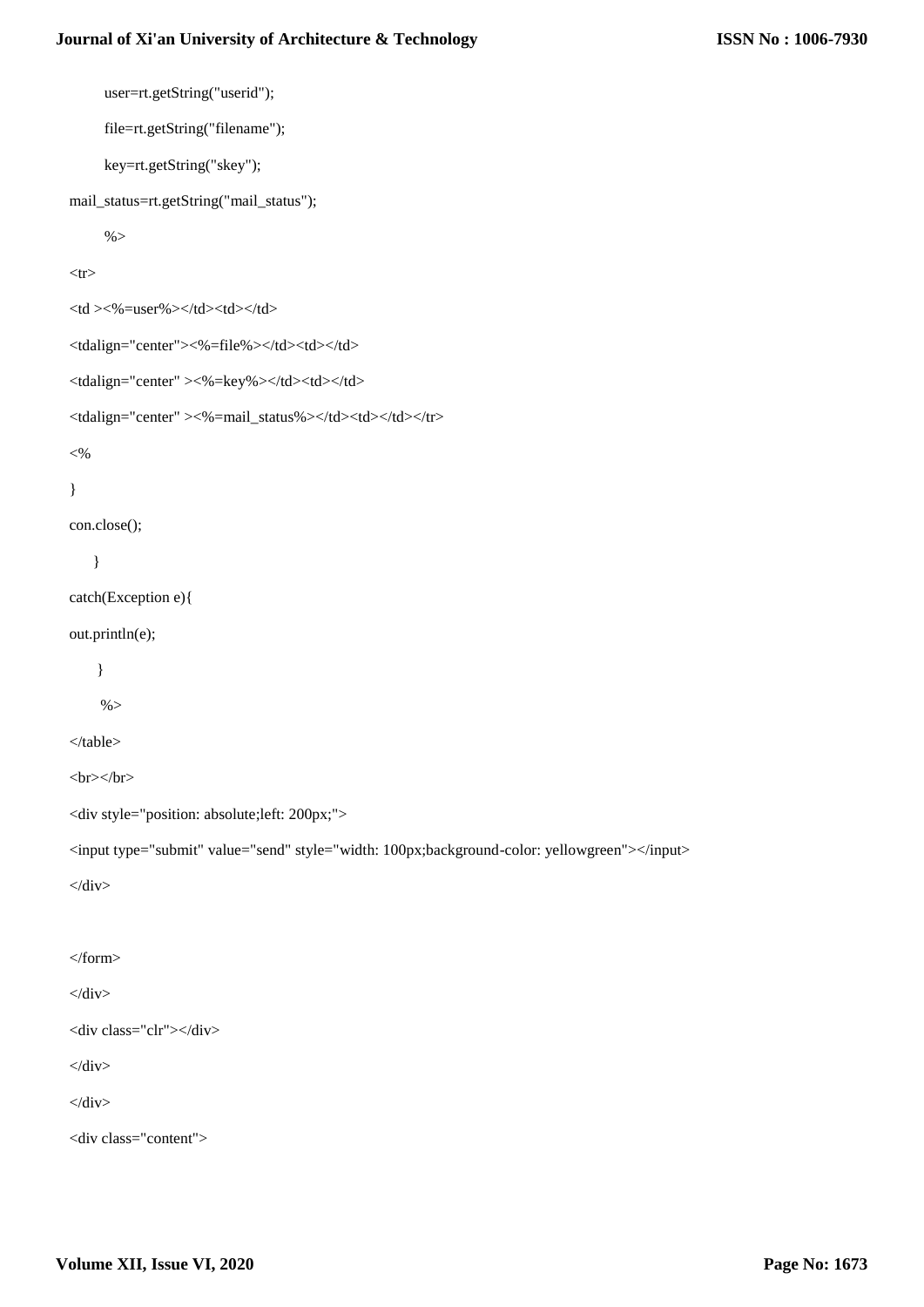```
        user=rt.getString("userid");

        file=rt.getString("filename");

        key=rt.getString("skey");

mail_status=rt.getString("mail_status");

        %>

<tr>

<td ><%=user%></td><td></td>

<tdalign="center"><%=file%></td><td></td>

<tdalign="center" ><%=key%></td><td></td>

<tdalign="center" ><%=mail_status%></td><td></td></tr>

<%

}

con.close();

    }

catch(Exception e){

out.println(e);

     }

     %>

</table>

<br></br>

<div style="position: absolute;left: 200px;">

<input type="submit" value="send" style="width: 100px;background-color: yellowgreen"></input>

</div>


</form>

</div>

<div class="clr"></div>

</div>

</div>

<div class="content">
```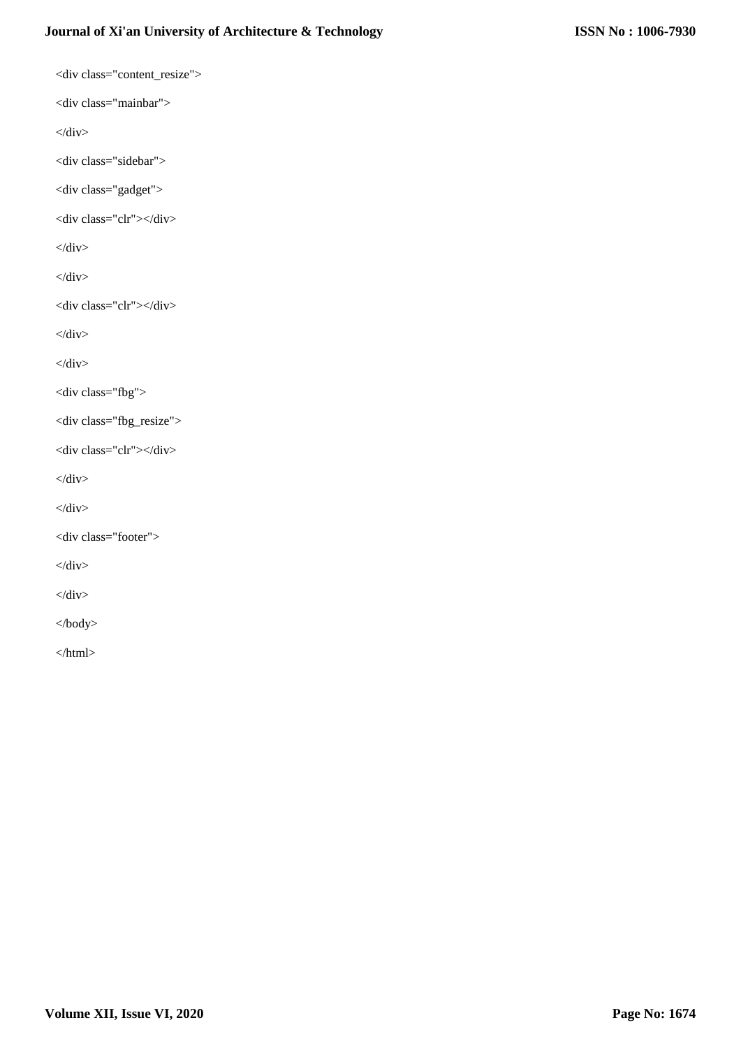```
<div class="content_resize">
<div class="mainbar">
</div>
<div class="sidebar">
<div class="gadget">
<div class="clr"></div>
</div>
</div>
<div class="clr"></div>
</div>
</div>
<div class="fbg">
<div class="fbg_resize">
<div class="clr"></div>
</div>
</div>
<div class="footer">
</div>
</div>
</body>
</html>
```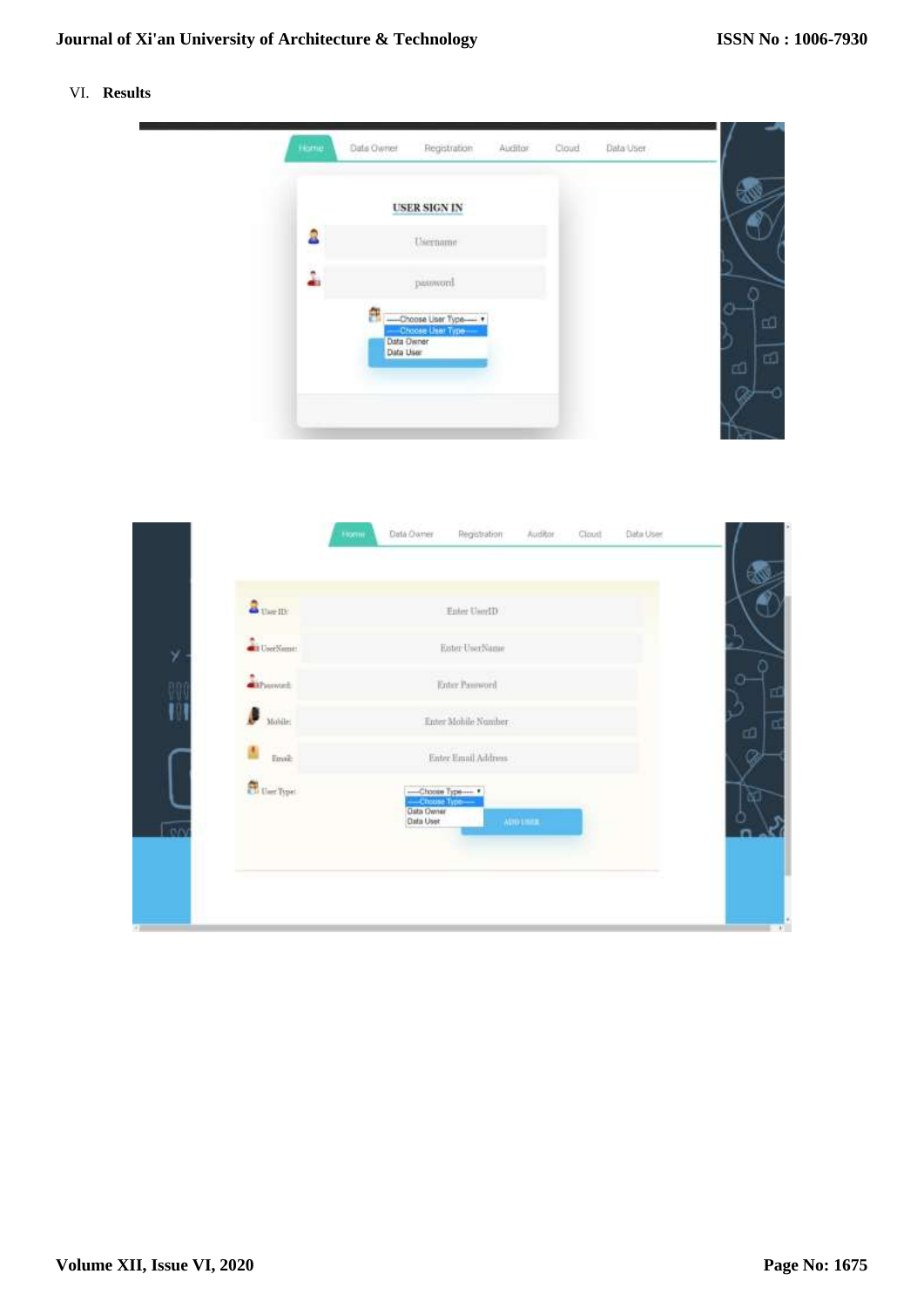VI. **Results**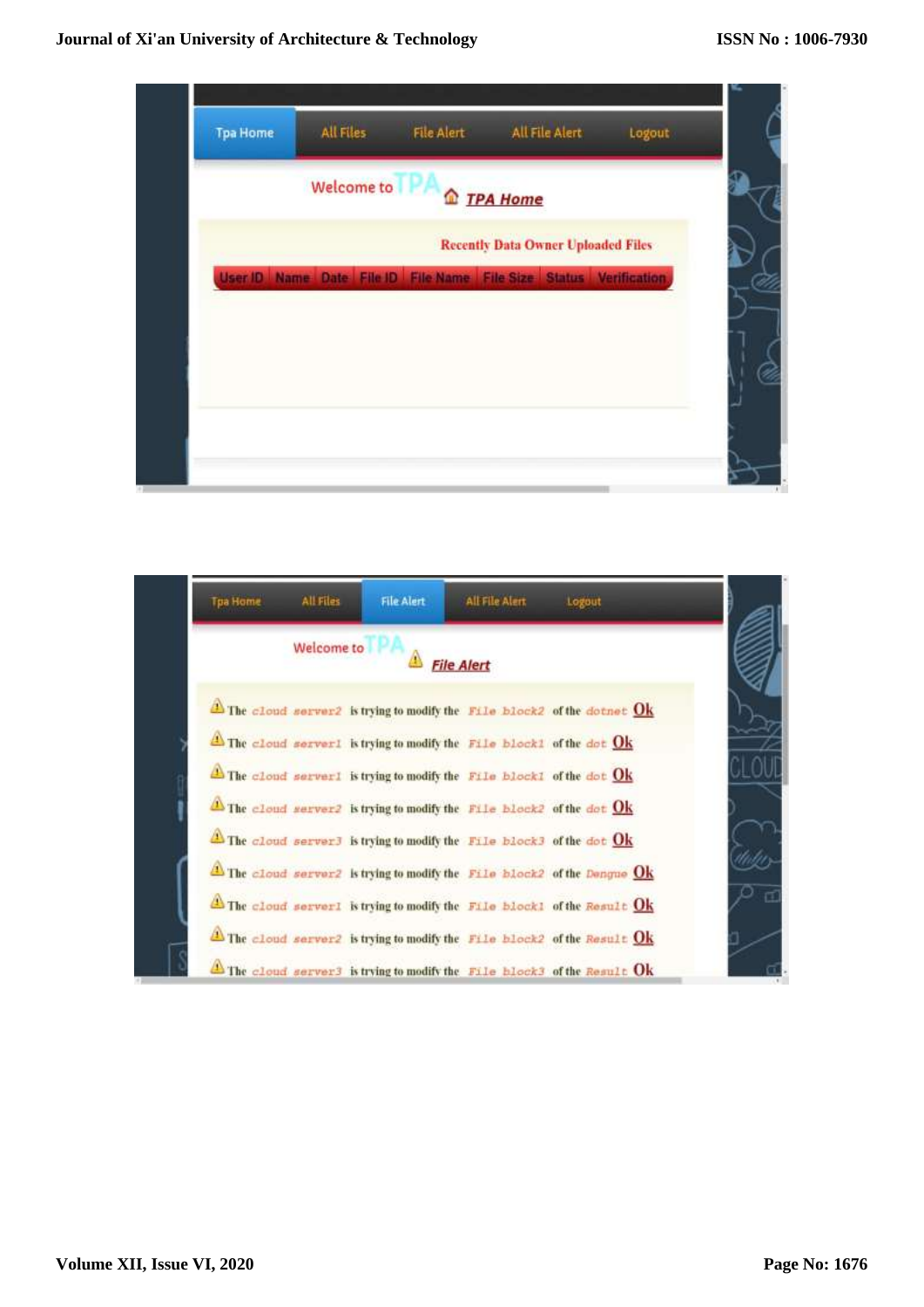Tpa Home | All Files | File Alert | All File Alert | Logout

Welcome to TPA

TPA Home

Recently Data Owner Uploaded Files

| User ID | Name | Date | File ID | File Name | File Size | Status | Verification |
|---|---|---|---|---|---|---|---|

Tpa Home | All Files | File Alert | All File Alert | Logout

Welcome to TPA

File Alert

The cloud server2 is trying to modify the File block2 of the dotnet Ok

The cloud server1 is trying to modify the File block1 of the dot Ok

The cloud server1 is trying to modify the File block1 of the dot Ok

The cloud server2 is trying to modify the File block2 of the dot Ok

The cloud server3 is trying to modify the File block3 of the dot Ok

The cloud server2 is trying to modify the File block2 of the Dengue Ok

The cloud server1 is trying to modify the File block1 of the Result Ok

The cloud server2 is trying to modify the File block2 of the Result Ok

The cloud server3 is trying to modify the File block3 of the Result Ok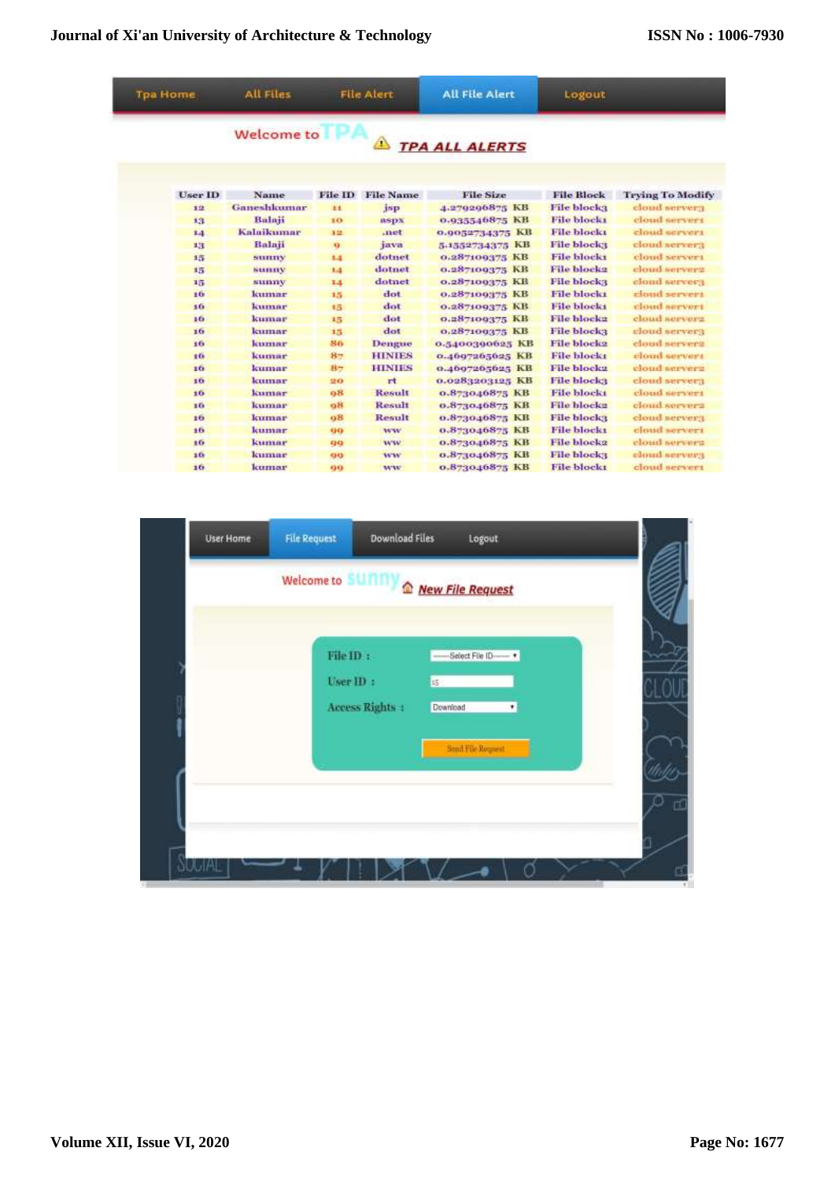Tpa Home | All Files | File Alert | All File Alert | Logout

Welcome to TPA

TPA ALL ALERTS

| User ID | Name | File ID | File Name | File Size | File Block | Trying To Modify |
|---|---|---|---|---|---|---|
| 12 | Ganeshkumar | 11 | jsp | 4.279296875 KB | File block3 | cloud server3 |
| 13 | Balaji | 10 | aspx | 0.935546875 KB | File block1 | cloud server1 |
| 14 | Kalaikumar | 12 | .net | 0.9052734375 KB | File block1 | cloud server1 |
| 13 | Balaji | 9 | java | 5.1552734375 KB | File block3 | cloud server3 |
| 15 | sunny | 14 | dotnet | 0.287109375 KB | File block1 | cloud server1 |
| 15 | sunny | 14 | dotnet | 0.287109375 KB | File block2 | cloud server2 |
| 15 | sunny | 14 | dotnet | 0.287109375 KB | File block3 | cloud server3 |
| 16 | kumar | 15 | dot | 0.287109375 KB | File block1 | cloud server1 |
| 16 | kumar | 15 | dot | 0.287109375 KB | File block1 | cloud server1 |
| 16 | kumar | 15 | dot | 0.287109375 KB | File block2 | cloud server2 |
| 16 | kumar | 15 | dot | 0.287109375 KB | File block3 | cloud server3 |
| 16 | kumar | 86 | Dengue | 0.5400390625 KB | File block2 | cloud server2 |
| 16 | kumar | 87 | HINIES | 0.4697265625 KB | File block1 | cloud server1 |
| 16 | kumar | 87 | HINIES | 0.4697265625 KB | File block2 | cloud server2 |
| 16 | kumar | 20 | rt | 0.0283203125 KB | File block3 | cloud server3 |
| 16 | kumar | 98 | Result | 0.873046875 KB | File block1 | cloud server1 |
| 16 | kumar | 98 | Result | 0.873046875 KB | File block2 | cloud server2 |
| 16 | kumar | 98 | Result | 0.873046875 KB | File block3 | cloud server3 |
| 16 | kumar | 99 | ww | 0.873046875 KB | File block1 | cloud server1 |
| 16 | kumar | 99 | ww | 0.873046875 KB | File block2 | cloud server2 |
| 16 | kumar | 99 | ww | 0.873046875 KB | File block3 | cloud server3 |
| 16 | kumar | 99 | ww | 0.873046875 KB | File block1 | cloud server1 |

User Home | File Request | Download Files | Logout

Welcome to sunny

New File Request

File ID : -----Select File ID-----

User ID : 15

Access Rights : Download

Send File Request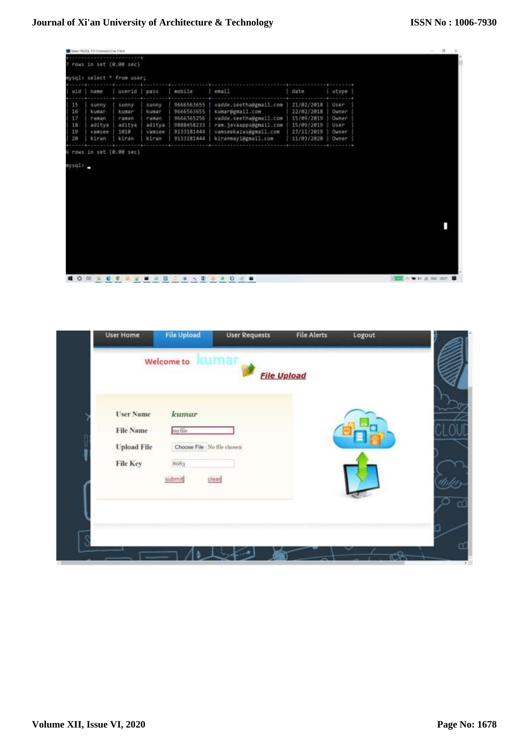```
7 rows in set (0.00 sec)

mysql> select * from user;
+-----+--------+--------+--------+------------+--------------------------+------------+-------+
| uid | name   | userid | pass   | mobile     | email                    | date       | utype |
+-----+--------+--------+--------+------------+--------------------------+------------+-------+
| 15  | sunny  | sunny  | sunny  | 9666563655 | vadde.seetha@gmail.com   | 21/02/2018 | User  |
| 16  | kumar  | kumar  | kumar  | 9666563655 | kumar@gmail.com          | 22/02/2018 | Owner |
| 17  | raman  | raman  | raman  | 9666365256 | vadde.seetha@gmail.com   | 15/09/2019 | Owner |
| 18  | aditya | aditya | aditya | 9888458233 | ram.javaapps@gmail.com   | 15/09/2019 | User  |
| 19  | vamsee | 1010   | vamsee | 9133181444 | vamseekazas@gmail.com    | 23/11/2019 | Owner |
| 20  | kiran  | kiran  | kiran  | 9133181444 | kiranmayi@gmail.com      | 11/03/2020 | Owner |
+-----+--------+--------+--------+------------+--------------------------+------------+-------+
6 rows in set (0.00 sec)

mysql>
```

User Home | File Upload | User Requests | File Alerts | Logout

Welcome to kumar

File Upload

| | |
|---|---|
| User Name | kumar |
| File Name | myfile |
| Upload File | Choose File No file chosen |
| File Key | 8683 |

submit clear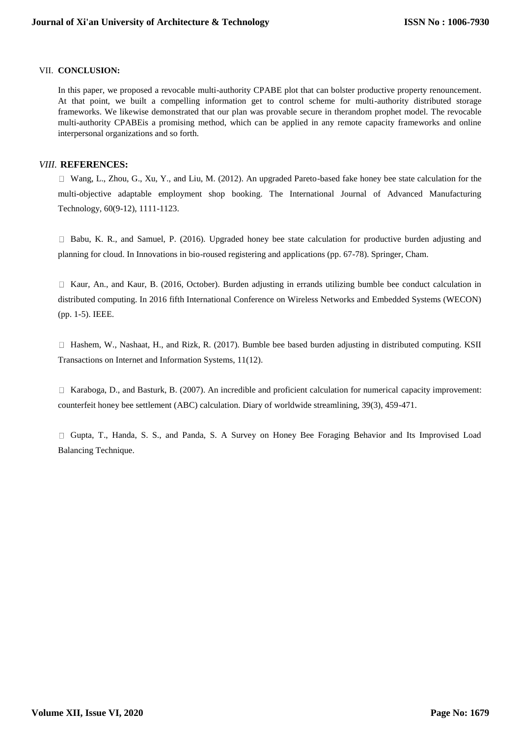## VII. CONCLUSION:

In this paper, we proposed a revocable multi-authority CPABE plot that can bolster productive property renouncement. At that point, we built a compelling information get to control scheme for multi-authority distributed storage frameworks. We likewise demonstrated that our plan was provable secure in therandom prophet model. The revocable multi-authority CPABEis a promising method, which can be applied in any remote capacity frameworks and online interpersonal organizations and so forth.

## *VIII.* REFERENCES:

- Wang, L., Zhou, G., Xu, Y., and Liu, M. (2012). An upgraded Pareto-based fake honey bee state calculation for the multi-objective adaptable employment shop booking. The International Journal of Advanced Manufacturing Technology, 60(9-12), 1111-1123.

- Babu, K. R., and Samuel, P. (2016). Upgraded honey bee state calculation for productive burden adjusting and planning for cloud. In Innovations in bio-roused registering and applications (pp. 67-78). Springer, Cham.

- Kaur, An., and Kaur, B. (2016, October). Burden adjusting in errands utilizing bumble bee conduct calculation in distributed computing. In 2016 fifth International Conference on Wireless Networks and Embedded Systems (WECON) (pp. 1-5). IEEE.

- Hashem, W., Nashaat, H., and Rizk, R. (2017). Bumble bee based burden adjusting in distributed computing. KSII Transactions on Internet and Information Systems, 11(12).

- Karaboga, D., and Basturk, B. (2007). An incredible and proficient calculation for numerical capacity improvement: counterfeit honey bee settlement (ABC) calculation. Diary of worldwide streamlining, 39(3), 459-471.

- Gupta, T., Handa, S. S., and Panda, S. A Survey on Honey Bee Foraging Behavior and Its Improvised Load Balancing Technique.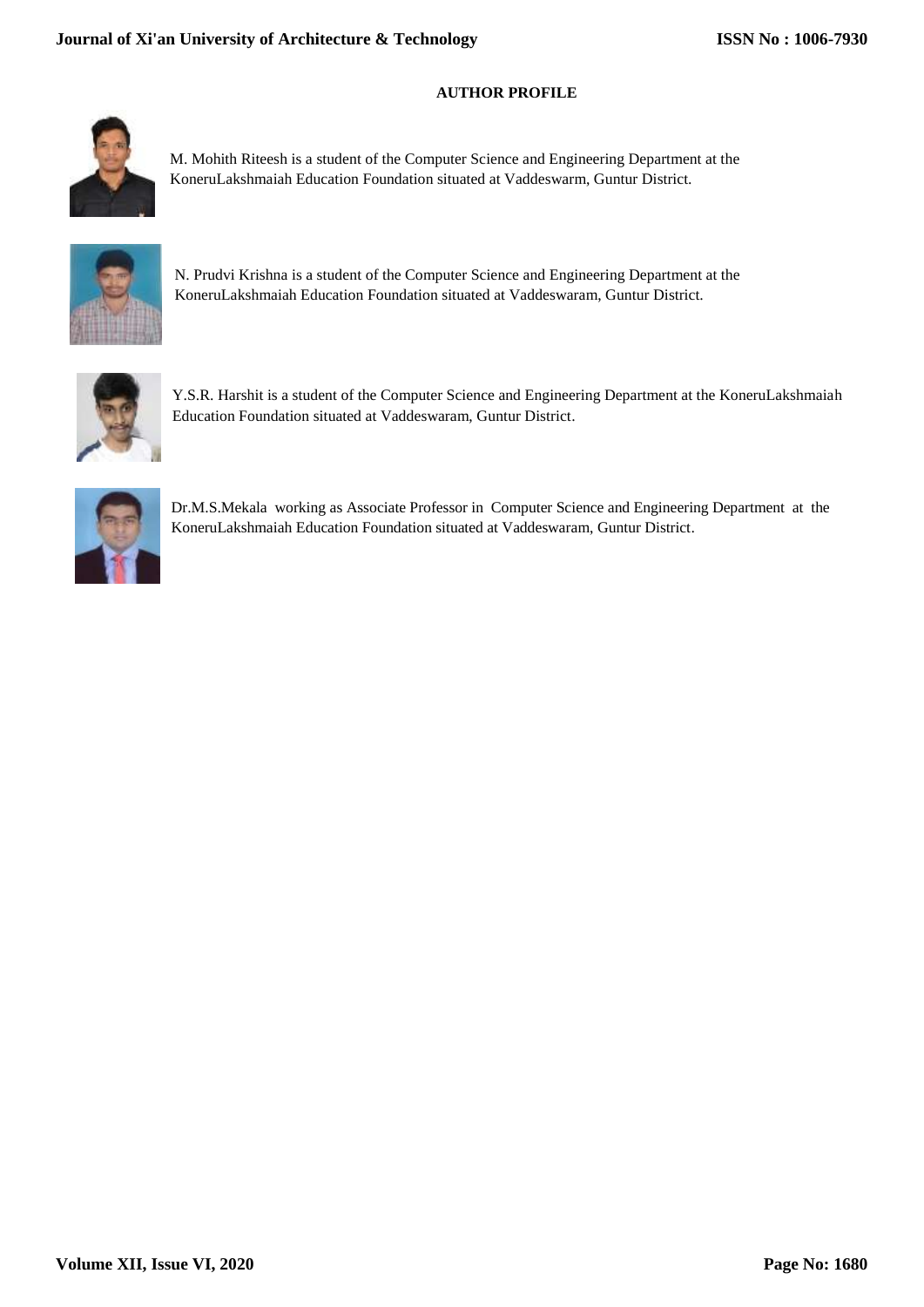**AUTHOR PROFILE**

M. Mohith Riteesh is a student of the Computer Science and Engineering Department at the KoneruLakshmaiah Education Foundation situated at Vaddeswarm, Guntur District.

N. Prudvi Krishna is a student of the Computer Science and Engineering Department at the KoneruLakshmaiah Education Foundation situated at Vaddeswaram, Guntur District.

Y.S.R. Harshit is a student of the Computer Science and Engineering Department at the KoneruLakshmaiah Education Foundation situated at Vaddeswaram, Guntur District.

Dr.M.S.Mekala working as Associate Professor in Computer Science and Engineering Department at the KoneruLakshmaiah Education Foundation situated at Vaddeswaram, Guntur District.